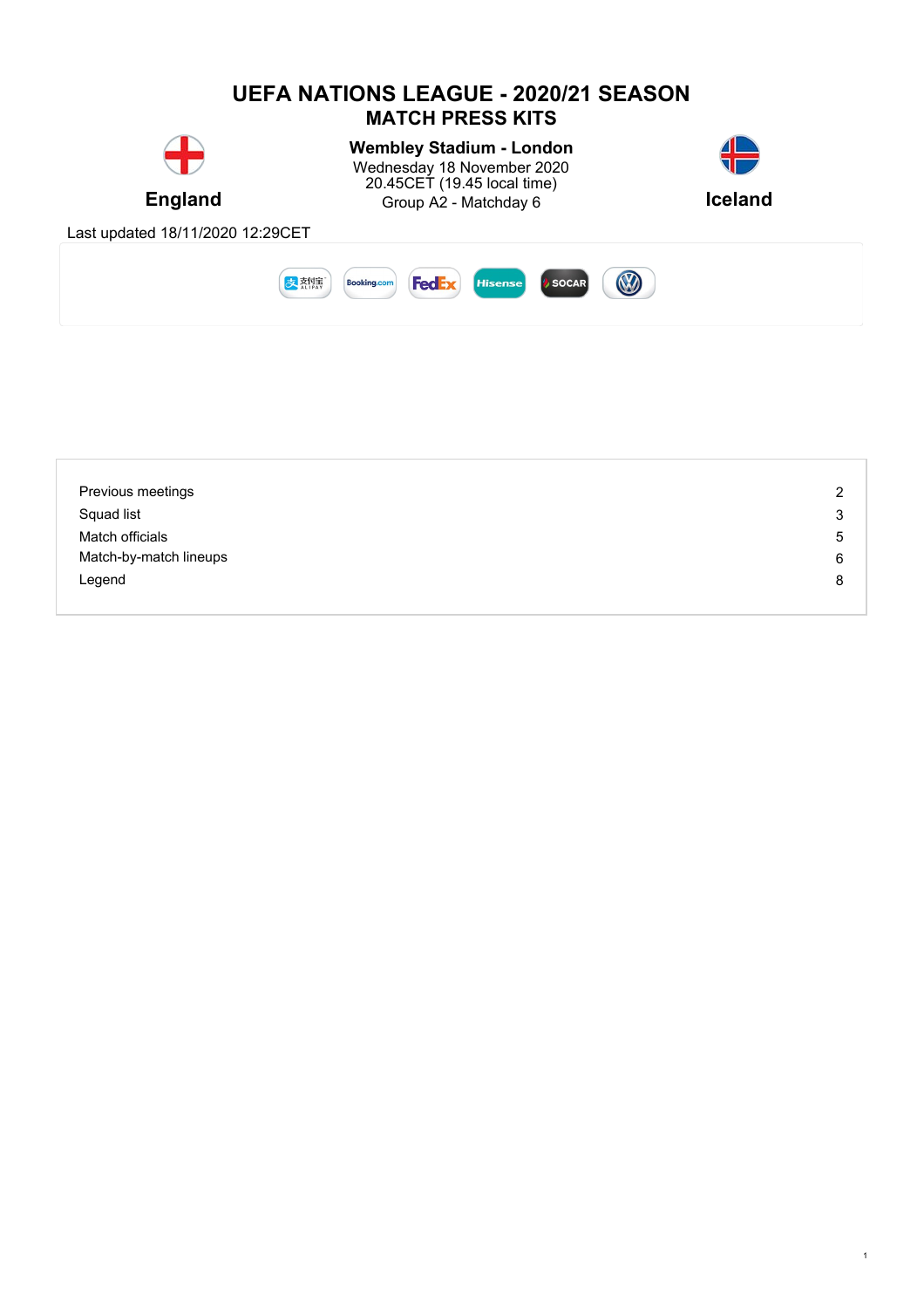# UEFA NATIONS LEAGUE - 2020/21 SEASON

## MATCH PRESS KITS

**England**

**Wembley Stadium - London**
Wednesday 18 November 2020
20.45CET (19.45 local time)
Group A2 - Matchday 6

**Iceland**

Last updated 18/11/2020 12:29CET

| | |
|---|---|
| Previous meetings | 2 |
| Squad list | 3 |
| Match officials | 5 |
| Match-by-match lineups | 6 |
| Legend | 8 |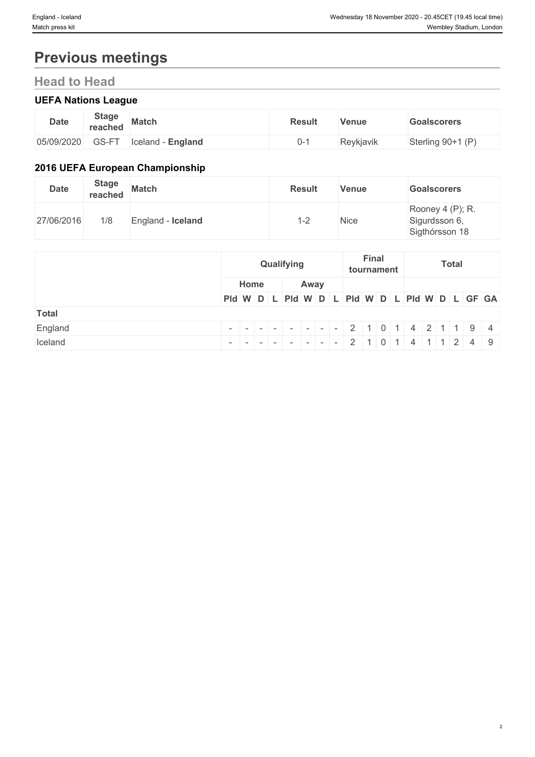# Previous meetings

## Head to Head

### UEFA Nations League

| Date | Stage reached | Match | Result | Venue | Goalscorers |
|---|---|---|---|---|---|
| 05/09/2020 | GS-FT | Iceland - **England** | 0-1 | Reykjavik | Sterling 90+1 (P) |

### 2016 UEFA European Championship

| Date | Stage reached | Match | Result | Venue | Goalscorers |
|---|---|---|---|---|---|
| 27/06/2016 | 1/8 | England - **Iceland** | 1-2 | Nice | Rooney 4 (P); R. Sigurdsson 6, Sigthórsson 18 |

| | Qualifying | | | | | | | | Final tournament | | | | Total | | | | | |
|---|---|---|---|---|---|---|---|---|---|---|---|---|---|---|---|---|---|---|
| | Home | | | | Away | | | | | | | | | | | | | |
| | Pld | W | D | L | Pld | W | D | L | Pld | W | D | L | Pld | W | D | L | GF | GA |
| **Total** | | | | | | | | | | | | | | | | | | |
| England | - | - | - | - | - | - | - | - | 2 | 1 | 0 | 1 | 4 | 2 | 1 | 1 | 9 | 4 |
| Iceland | - | - | - | - | - | - | - | - | 2 | 1 | 0 | 1 | 4 | 1 | 1 | 2 | 4 | 9 |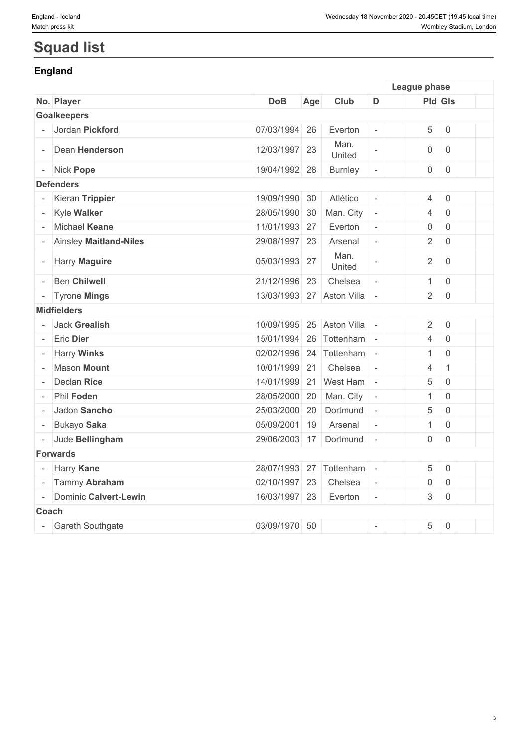# Squad list

## England

| | | | | | | | League phase | | | |
|---|---|---|---|---|---|---|---|---|---|---|
| **No.** | **Player** | **DoB** | **Age** | **Club** | **D** | | **Pld** | **Gls** | | |
| **Goalkeepers** | | | | | | | | | | |
| - | Jordan **Pickford** | 07/03/1994 | 26 | Everton | - | | 5 | 0 | | |
| - | Dean **Henderson** | 12/03/1997 | 23 | Man. United | - | | 0 | 0 | | |
| - | Nick **Pope** | 19/04/1992 | 28 | Burnley | - | | 0 | 0 | | |
| **Defenders** | | | | | | | | | | |
| - | Kieran **Trippier** | 19/09/1990 | 30 | Atlético | - | | 4 | 0 | | |
| - | Kyle **Walker** | 28/05/1990 | 30 | Man. City | - | | 4 | 0 | | |
| - | Michael **Keane** | 11/01/1993 | 27 | Everton | - | | 0 | 0 | | |
| - | Ainsley **Maitland-Niles** | 29/08/1997 | 23 | Arsenal | - | | 2 | 0 | | |
| - | Harry **Maguire** | 05/03/1993 | 27 | Man. United | - | | 2 | 0 | | |
| - | Ben **Chilwell** | 21/12/1996 | 23 | Chelsea | - | | 1 | 0 | | |
| - | Tyrone **Mings** | 13/03/1993 | 27 | Aston Villa | - | | 2 | 0 | | |
| **Midfielders** | | | | | | | | | | |
| - | Jack **Grealish** | 10/09/1995 | 25 | Aston Villa | - | | 2 | 0 | | |
| - | Eric **Dier** | 15/01/1994 | 26 | Tottenham | - | | 4 | 0 | | |
| - | Harry **Winks** | 02/02/1996 | 24 | Tottenham | - | | 1 | 0 | | |
| - | Mason **Mount** | 10/01/1999 | 21 | Chelsea | - | | 4 | 1 | | |
| - | Declan **Rice** | 14/01/1999 | 21 | West Ham | - | | 5 | 0 | | |
| - | Phil **Foden** | 28/05/2000 | 20 | Man. City | - | | 1 | 0 | | |
| - | Jadon **Sancho** | 25/03/2000 | 20 | Dortmund | - | | 5 | 0 | | |
| - | Bukayo **Saka** | 05/09/2001 | 19 | Arsenal | - | | 1 | 0 | | |
| - | Jude **Bellingham** | 29/06/2003 | 17 | Dortmund | - | | 0 | 0 | | |
| **Forwards** | | | | | | | | | | |
| - | Harry **Kane** | 28/07/1993 | 27 | Tottenham | - | | 5 | 0 | | |
| - | Tammy **Abraham** | 02/10/1997 | 23 | Chelsea | - | | 0 | 0 | | |
| - | Dominic **Calvert-Lewin** | 16/03/1997 | 23 | Everton | - | | 3 | 0 | | |
| **Coach** | | | | | | | | | | |
| - | Gareth Southgate | 03/09/1970 | 50 | | - | | 5 | 0 | | |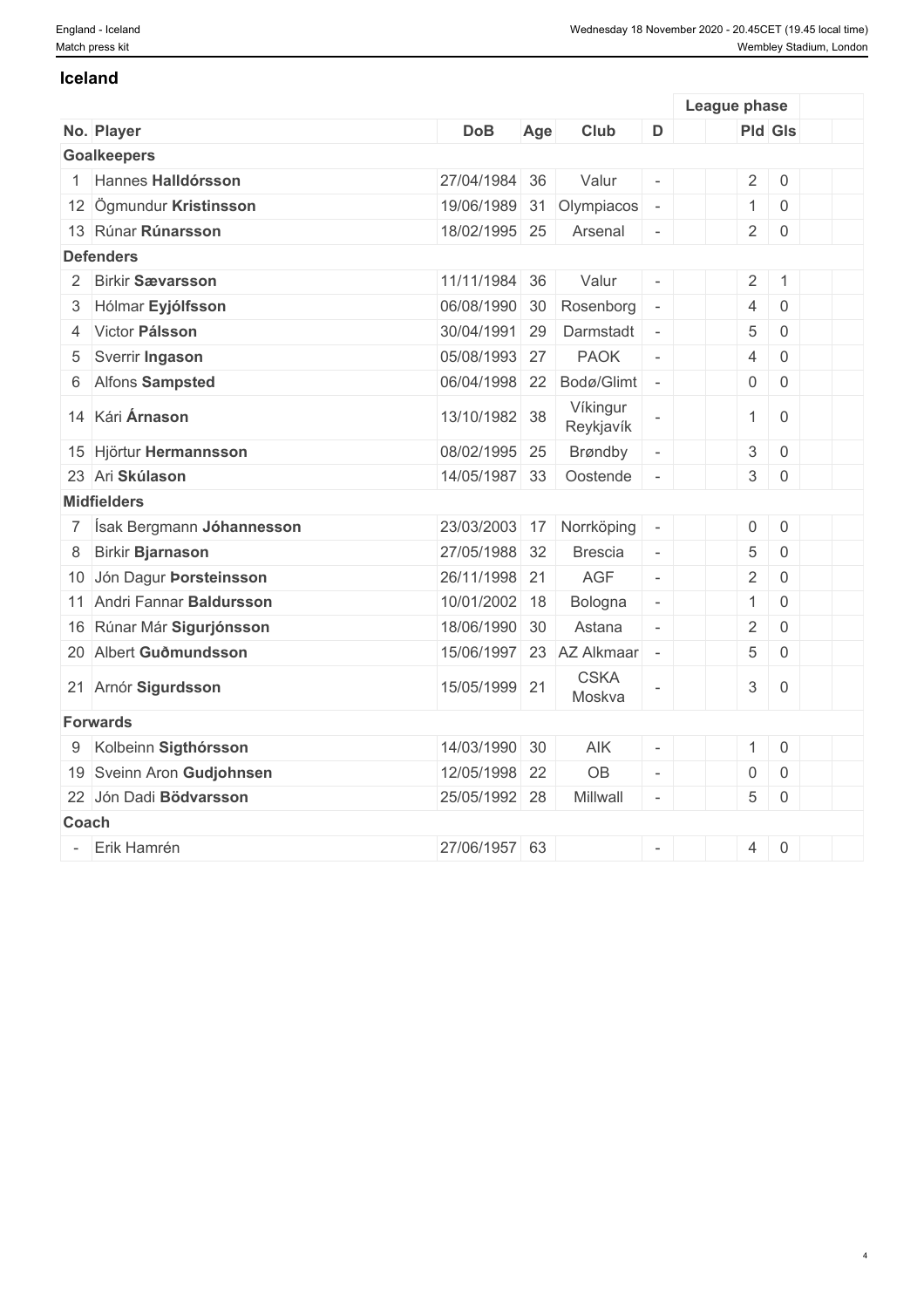## Iceland

| No. | Player | DoB | Age | Club | D | | League phase | | | |
|---|---|---|---|---|---|---|---|---|---|---|
| | | | | | | | Pld | Gls | | |
| **Goalkeepers** | | | | | | | | | | |
| 1 | Hannes **Halldórsson** | 27/04/1984 | 36 | Valur | - | | 2 | 0 | | |
| 12 | Ögmundur **Kristinsson** | 19/06/1989 | 31 | Olympiacos | - | | 1 | 0 | | |
| 13 | Rúnar **Rúnarsson** | 18/02/1995 | 25 | Arsenal | - | | 2 | 0 | | |
| **Defenders** | | | | | | | | | | |
| 2 | Birkir **Sævarsson** | 11/11/1984 | 36 | Valur | - | | 2 | 1 | | |
| 3 | Hólmar **Eyjólfsson** | 06/08/1990 | 30 | Rosenborg | - | | 4 | 0 | | |
| 4 | Victor **Pálsson** | 30/04/1991 | 29 | Darmstadt | - | | 5 | 0 | | |
| 5 | Sverrir **Ingason** | 05/08/1993 | 27 | PAOK | - | | 4 | 0 | | |
| 6 | Alfons **Sampsted** | 06/04/1998 | 22 | Bodø/Glimt | - | | 0 | 0 | | |
| 14 | Kári **Árnason** | 13/10/1982 | 38 | Víkingur Reykjavík | - | | 1 | 0 | | |
| 15 | Hjörtur **Hermannsson** | 08/02/1995 | 25 | Brøndby | - | | 3 | 0 | | |
| 23 | Ari **Skúlason** | 14/05/1987 | 33 | Oostende | - | | 3 | 0 | | |
| **Midfielders** | | | | | | | | | | |
| 7 | Ísak Bergmann **Jóhannesson** | 23/03/2003 | 17 | Norrköping | - | | 0 | 0 | | |
| 8 | Birkir **Bjarnason** | 27/05/1988 | 32 | Brescia | - | | 5 | 0 | | |
| 10 | Jón Dagur **Þorsteinsson** | 26/11/1998 | 21 | AGF | - | | 2 | 0 | | |
| 11 | Andri Fannar **Baldursson** | 10/01/2002 | 18 | Bologna | - | | 1 | 0 | | |
| 16 | Rúnar Már **Sigurjónsson** | 18/06/1990 | 30 | Astana | - | | 2 | 0 | | |
| 20 | Albert **Guðmundsson** | 15/06/1997 | 23 | AZ Alkmaar | - | | 5 | 0 | | |
| 21 | Arnór **Sigurdsson** | 15/05/1999 | 21 | CSKA Moskva | - | | 3 | 0 | | |
| **Forwards** | | | | | | | | | | |
| 9 | Kolbeinn **Sigthórsson** | 14/03/1990 | 30 | AIK | - | | 1 | 0 | | |
| 19 | Sveinn Aron **Gudjohnsen** | 12/05/1998 | 22 | OB | - | | 0 | 0 | | |
| 22 | Jón Dadi **Bödvarsson** | 25/05/1992 | 28 | Millwall | - | | 5 | 0 | | |
| **Coach** | | | | | | | | | | |
| - | Erik Hamrén | 27/06/1957 | 63 | | - | | 4 | 0 | | |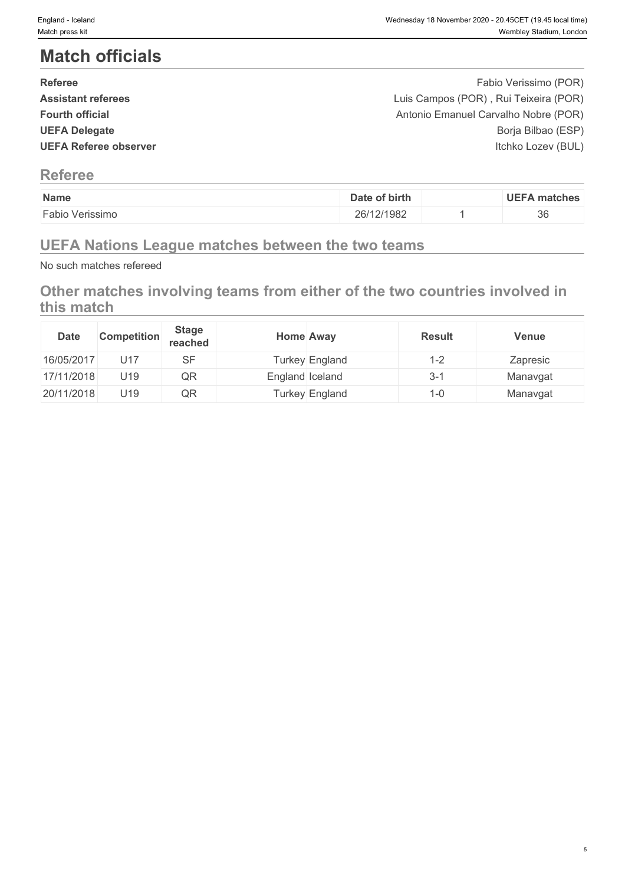# Match officials

| | |
|---|---|
| **Referee** | Fabio Verissimo (POR) |
| **Assistant referees** | Luis Campos (POR) , Rui Teixeira (POR) |
| **Fourth official** | Antonio Emanuel Carvalho Nobre (POR) |
| **UEFA Delegate** | Borja Bilbao (ESP) |
| **UEFA Referee observer** | Itchko Lozev (BUL) |

## Referee

| Name | Date of birth | | UEFA matches |
|---|---|---|---|
| Fabio Verissimo | 26/12/1982 | 1 | 36 |

## UEFA Nations League matches between the two teams

No such matches refereed

## Other matches involving teams from either of the two countries involved in this match

| Date | Competition | Stage reached | Home | Away | Result | Venue |
|---|---|---|---|---|---|---|
| 16/05/2017 | U17 | SF | Turkey | England | 1-2 | Zapresic |
| 17/11/2018 | U19 | QR | England | Iceland | 3-1 | Manavgat |
| 20/11/2018 | U19 | QR | Turkey | England | 1-0 | Manavgat |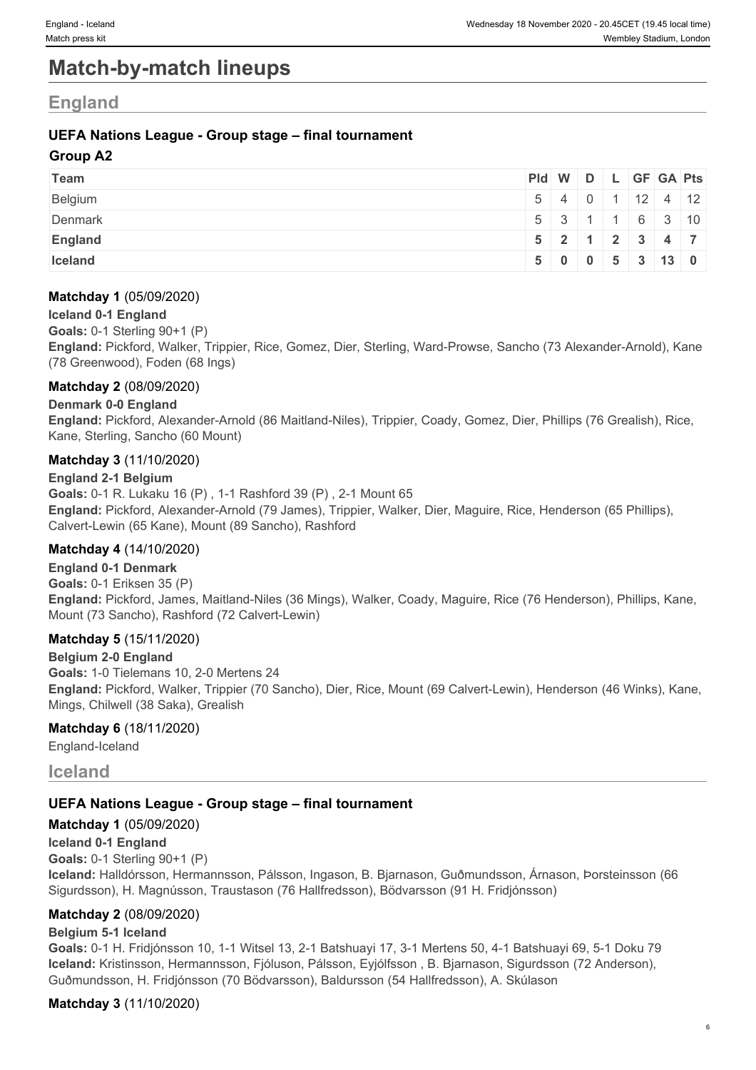# Match-by-match lineups

## England

### UEFA Nations League - Group stage – final tournament

#### Group A2

| Team | Pld | W | D | L | GF | GA | Pts |
|---|---|---|---|---|---|---|---|
| Belgium | 5 | 4 | 0 | 1 | 12 | 4 | 12 |
| Denmark | 5 | 3 | 1 | 1 | 6 | 3 | 10 |
| **England** | **5** | **2** | **1** | **2** | **3** | **4** | **7** |
| **Iceland** | **5** | **0** | **0** | **5** | **3** | **13** | **0** |

**Matchday 1** (05/09/2020)

**Iceland 0-1 England**
**Goals:** 0-1 Sterling 90+1 (P)
**England:** Pickford, Walker, Trippier, Rice, Gomez, Dier, Sterling, Ward-Prowse, Sancho (73 Alexander-Arnold), Kane (78 Greenwood), Foden (68 Ings)

**Matchday 2** (08/09/2020)

**Denmark 0-0 England**
**England:** Pickford, Alexander-Arnold (86 Maitland-Niles), Trippier, Coady, Gomez, Dier, Phillips (76 Grealish), Rice, Kane, Sterling, Sancho (60 Mount)

**Matchday 3** (11/10/2020)

**England 2-1 Belgium**
**Goals:** 0-1 R. Lukaku 16 (P) , 1-1 Rashford 39 (P) , 2-1 Mount 65
**England:** Pickford, Alexander-Arnold (79 James), Trippier, Walker, Dier, Maguire, Rice, Henderson (65 Phillips), Calvert-Lewin (65 Kane), Mount (89 Sancho), Rashford

**Matchday 4** (14/10/2020)

**England 0-1 Denmark**
**Goals:** 0-1 Eriksen 35 (P)
**England:** Pickford, James, Maitland-Niles (36 Mings), Walker, Coady, Maguire, Rice (76 Henderson), Phillips, Kane, Mount (73 Sancho), Rashford (72 Calvert-Lewin)

**Matchday 5** (15/11/2020)

**Belgium 2-0 England**
**Goals:** 1-0 Tielemans 10, 2-0 Mertens 24
**England:** Pickford, Walker, Trippier (70 Sancho), Dier, Rice, Mount (69 Calvert-Lewin), Henderson (46 Winks), Kane, Mings, Chilwell (38 Saka), Grealish

**Matchday 6** (18/11/2020)

England-Iceland

## Iceland

### UEFA Nations League - Group stage – final tournament

**Matchday 1** (05/09/2020)

**Iceland 0-1 England**
**Goals:** 0-1 Sterling 90+1 (P)
**Iceland:** Halldórsson, Hermannsson, Pálsson, Ingason, B. Bjarnason, Guðmundsson, Árnason, Þorsteinsson (66 Sigurdsson), H. Magnússon, Traustason (76 Hallfredsson), Bödvarsson (91 H. Fridjónsson)

**Matchday 2** (08/09/2020)

**Belgium 5-1 Iceland**
**Goals:** 0-1 H. Fridjónsson 10, 1-1 Witsel 13, 2-1 Batshuayi 17, 3-1 Mertens 50, 4-1 Batshuayi 69, 5-1 Doku 79
**Iceland:** Kristinsson, Hermannsson, Fjóluson, Pálsson, Eyjólfsson , B. Bjarnason, Sigurdsson (72 Anderson), Guðmundsson, H. Fridjónsson (70 Bödvarsson), Baldursson (54 Hallfredsson), A. Skúlason

**Matchday 3** (11/10/2020)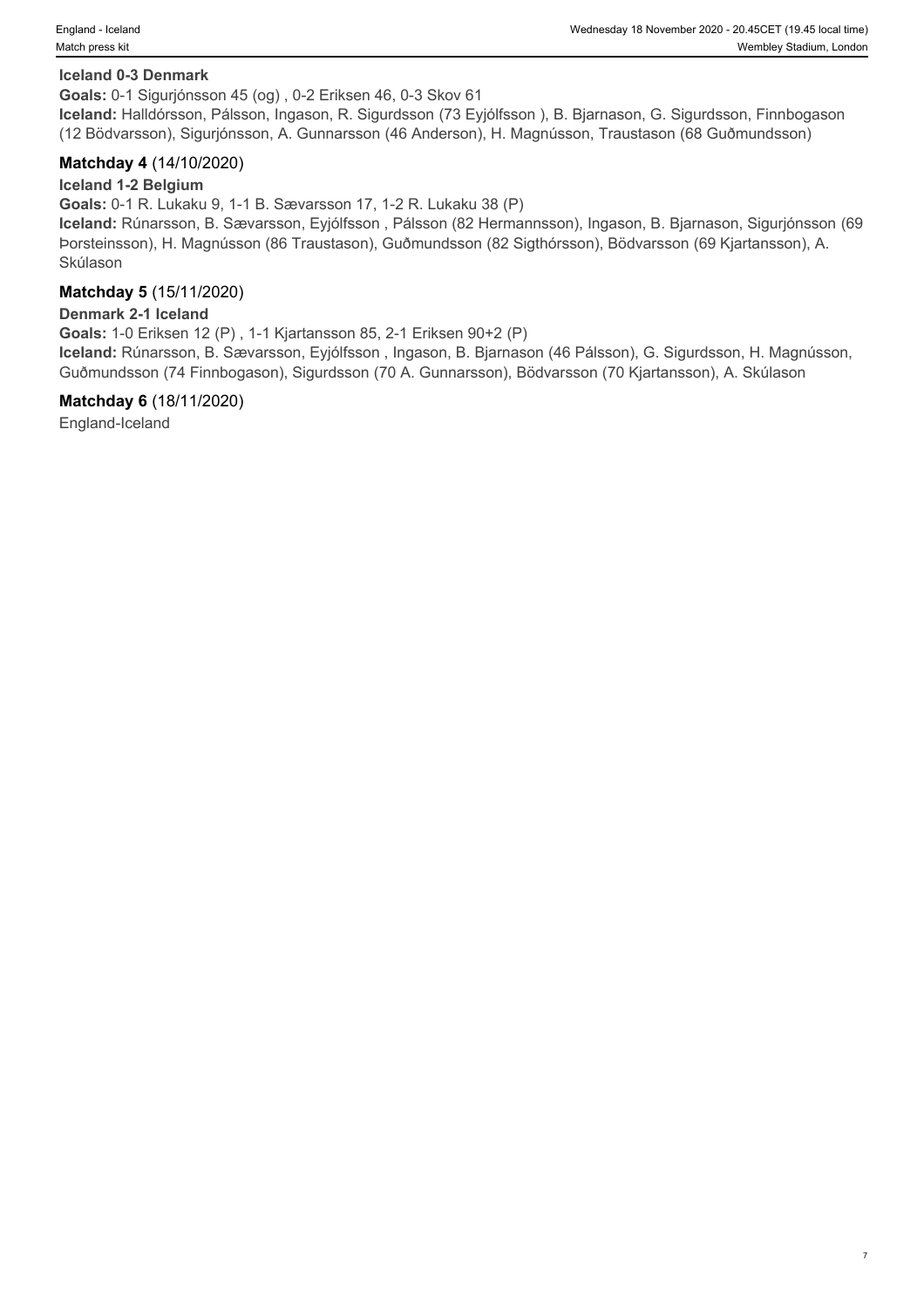**Iceland 0-3 Denmark**

**Goals:** 0-1 Sigurjónsson 45 (og) , 0-2 Eriksen 46, 0-3 Skov 61

**Iceland:** Halldórsson, Pálsson, Ingason, R. Sigurdsson (73 Eyjólfsson ), B. Bjarnason, G. Sigurdsson, Finnbogason (12 Bödvarsson), Sigurjónsson, A. Gunnarsson (46 Anderson), H. Magnússon, Traustason (68 Guðmundsson)

### Matchday 4 (14/10/2020)

**Iceland 1-2 Belgium**

**Goals:** 0-1 R. Lukaku 9, 1-1 B. Sævarsson 17, 1-2 R. Lukaku 38 (P)

**Iceland:** Rúnarsson, B. Sævarsson, Eyjólfsson , Pálsson (82 Hermannsson), Ingason, B. Bjarnason, Sigurjónsson (69 Þorsteinsson), H. Magnússon (86 Traustason), Guðmundsson (82 Sigthórsson), Bödvarsson (69 Kjartansson), A. Skúlason

### Matchday 5 (15/11/2020)

**Denmark 2-1 Iceland**

**Goals:** 1-0 Eriksen 12 (P) , 1-1 Kjartansson 85, 2-1 Eriksen 90+2 (P)

**Iceland:** Rúnarsson, B. Sævarsson, Eyjólfsson , Ingason, B. Bjarnason (46 Pálsson), G. Sigurdsson, H. Magnússon, Guðmundsson (74 Finnbogason), Sigurdsson (70 A. Gunnarsson), Bödvarsson (70 Kjartansson), A. Skúlason

### Matchday 6 (18/11/2020)

England-Iceland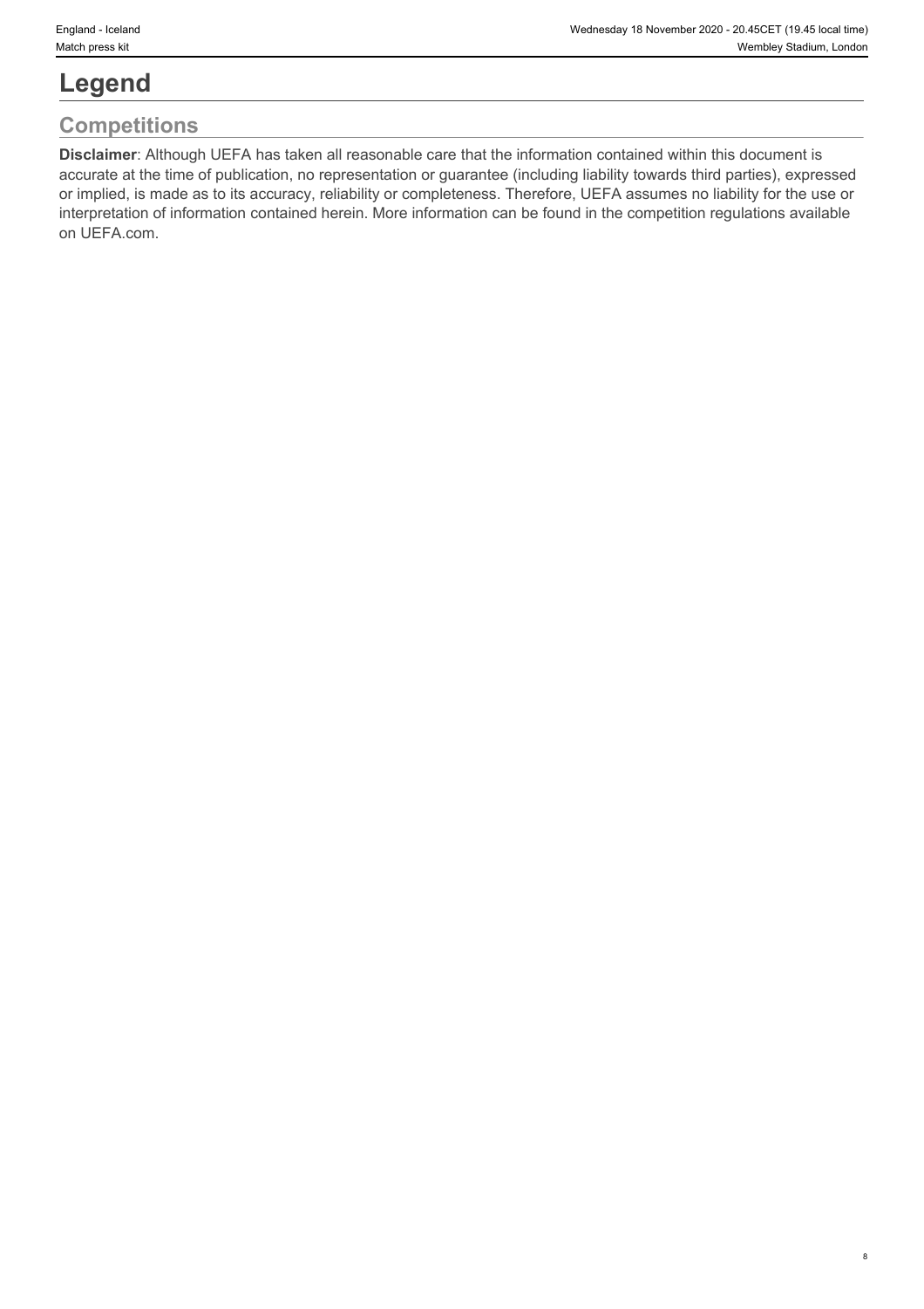# Legend

## Competitions

**Disclaimer**: Although UEFA has taken all reasonable care that the information contained within this document is accurate at the time of publication, no representation or guarantee (including liability towards third parties), expressed or implied, is made as to its accuracy, reliability or completeness. Therefore, UEFA assumes no liability for the use or interpretation of information contained herein. More information can be found in the competition regulations available on UEFA.com.